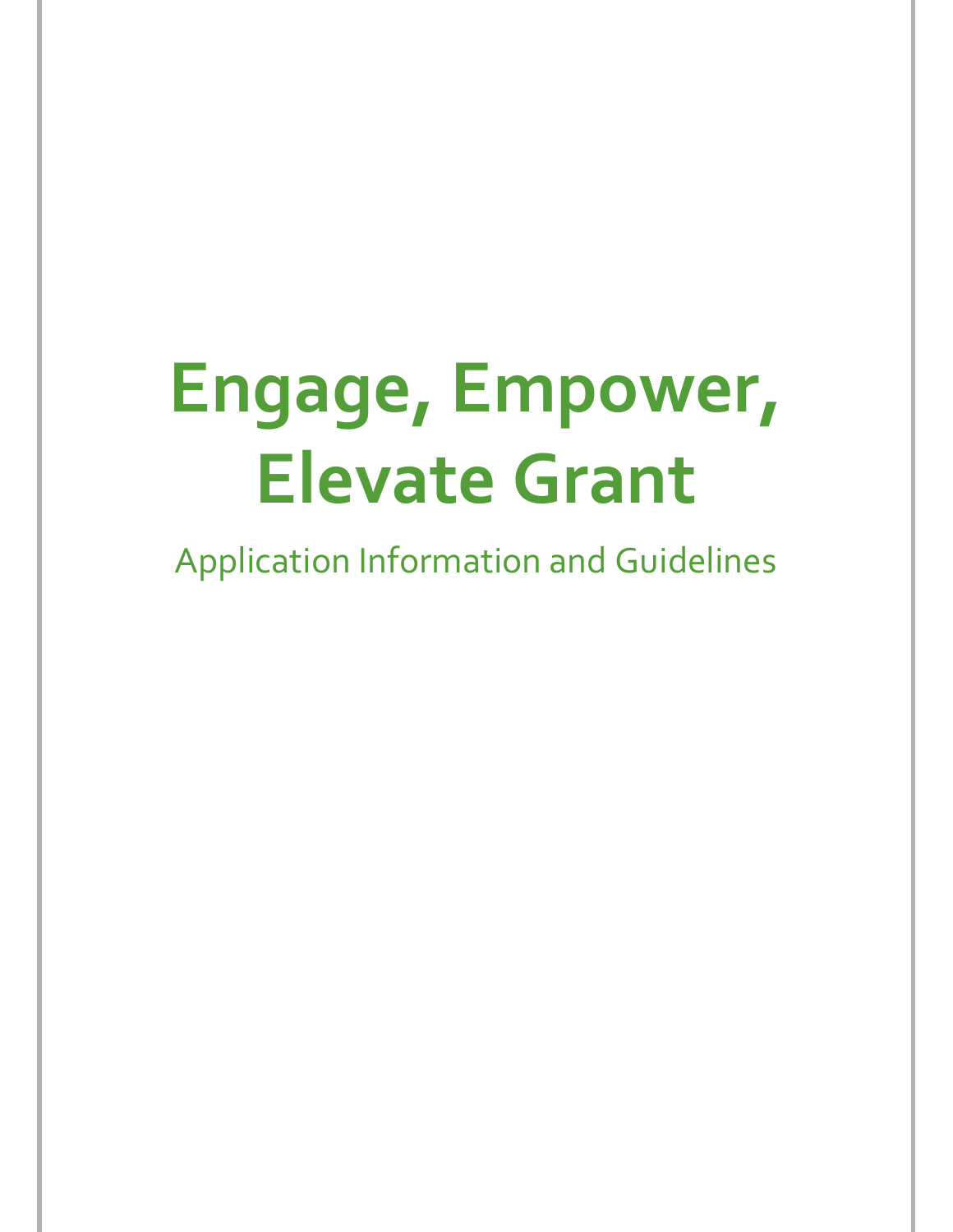# Engage, Empower, Elevate Grant

Application Information and Guidelines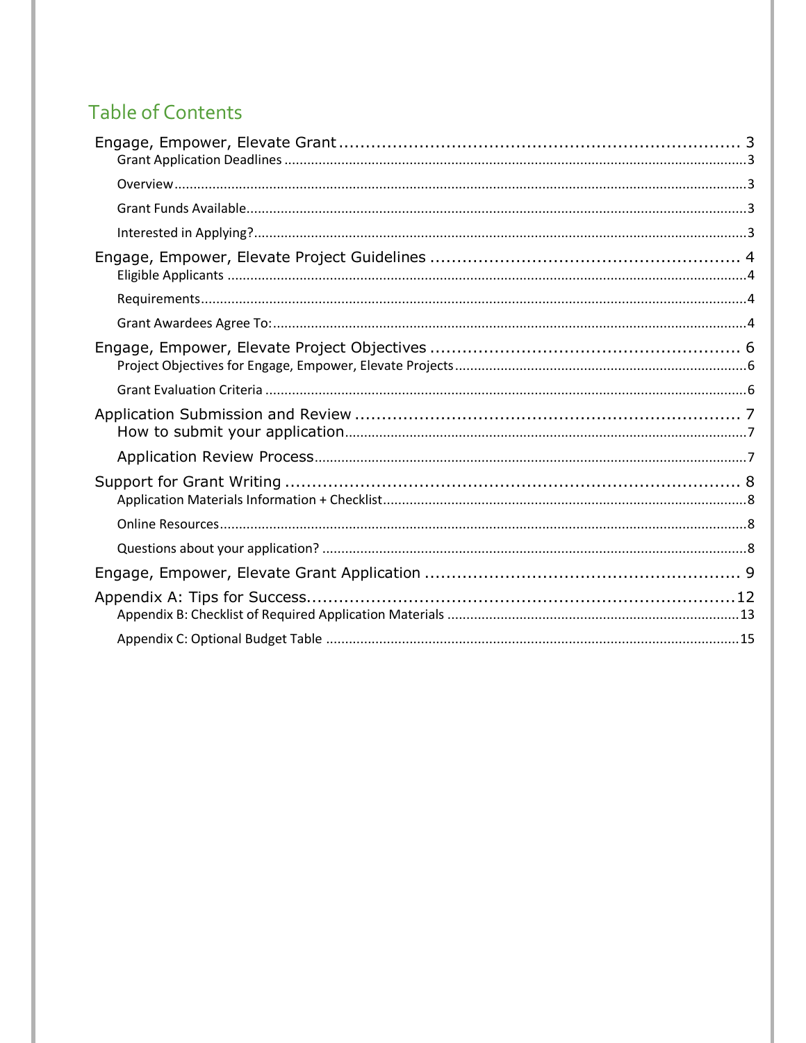## Table of Contents

Engage, Empower, Elevate Grant ........................................................................ 3
- Grant Application Deadlines ........................................................................ 3
- Overview ........................................................................ 3
- Grant Funds Available ........................................................................ 3
- Interested in Applying? ........................................................................ 3

Engage, Empower, Elevate Project Guidelines ........................................................................ 4
- Eligible Applicants ........................................................................ 4
- Requirements ........................................................................ 4
- Grant Awardees Agree To: ........................................................................ 4

Engage, Empower, Elevate Project Objectives ........................................................................ 6
- Project Objectives for Engage, Empower, Elevate Projects ........................................................................ 6
- Grant Evaluation Criteria ........................................................................ 6

Application Submission and Review ........................................................................ 7
- How to submit your application ........................................................................ 7
- Application Review Process ........................................................................ 7

Support for Grant Writing ........................................................................ 8
- Application Materials Information + Checklist ........................................................................ 8
- Online Resources ........................................................................ 8
- Questions about your application? ........................................................................ 8

Engage, Empower, Elevate Grant Application ........................................................................ 9

Appendix A: Tips for Success ........................................................................ 12
- Appendix B: Checklist of Required Application Materials ........................................................................ 13
- Appendix C: Optional Budget Table ........................................................................ 15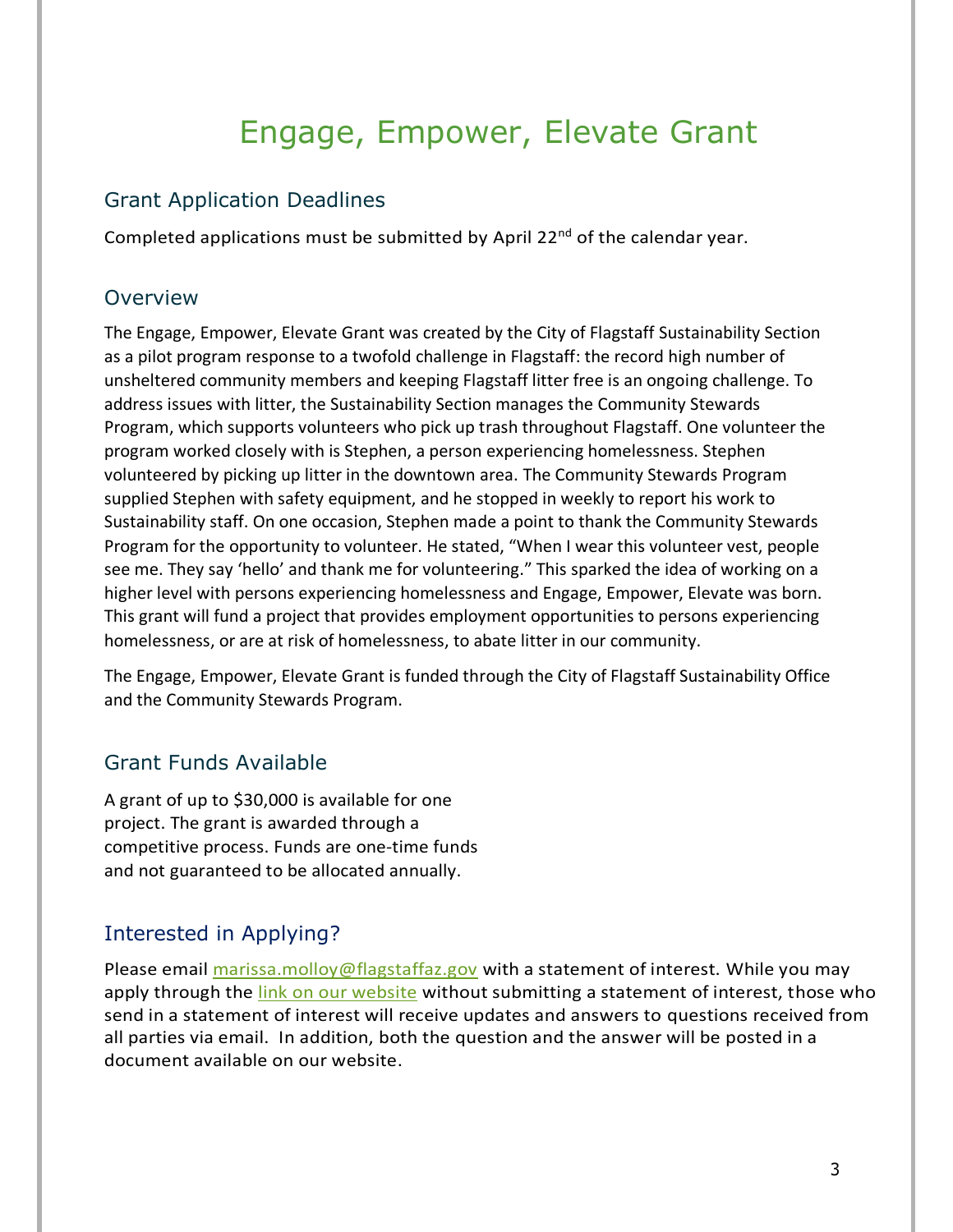# Engage, Empower, Elevate Grant

## Grant Application Deadlines

Completed applications must be submitted by April 22nd of the calendar year.

## Overview

The Engage, Empower, Elevate Grant was created by the City of Flagstaff Sustainability Section as a pilot program response to a twofold challenge in Flagstaff: the record high number of unsheltered community members and keeping Flagstaff litter free is an ongoing challenge. To address issues with litter, the Sustainability Section manages the Community Stewards Program, which supports volunteers who pick up trash throughout Flagstaff. One volunteer the program worked closely with is Stephen, a person experiencing homelessness. Stephen volunteered by picking up litter in the downtown area. The Community Stewards Program supplied Stephen with safety equipment, and he stopped in weekly to report his work to Sustainability staff. On one occasion, Stephen made a point to thank the Community Stewards Program for the opportunity to volunteer. He stated, "When I wear this volunteer vest, people see me. They say 'hello' and thank me for volunteering." This sparked the idea of working on a higher level with persons experiencing homelessness and Engage, Empower, Elevate was born. This grant will fund a project that provides employment opportunities to persons experiencing homelessness, or are at risk of homelessness, to abate litter in our community.

The Engage, Empower, Elevate Grant is funded through the City of Flagstaff Sustainability Office and the Community Stewards Program.

## Grant Funds Available

A grant of up to $30,000 is available for one project. The grant is awarded through a competitive process. Funds are one-time funds and not guaranteed to be allocated annually.

## Interested in Applying?

Please email marissa.molloy@flagstaffaz.gov with a statement of interest. While you may apply through the link on our website without submitting a statement of interest, those who send in a statement of interest will receive updates and answers to questions received from all parties via email. In addition, both the question and the answer will be posted in a document available on our website.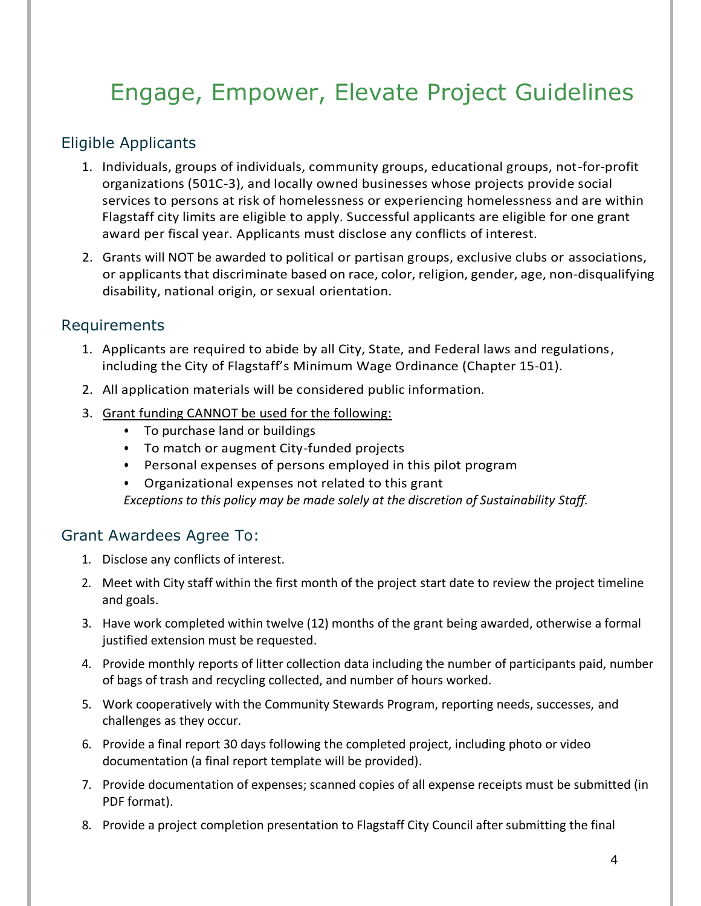# Engage, Empower, Elevate Project Guidelines

## Eligible Applicants

1. Individuals, groups of individuals, community groups, educational groups, not-for-profit organizations (501C-3), and locally owned businesses whose projects provide social services to persons at risk of homelessness or experiencing homelessness and are within Flagstaff city limits are eligible to apply. Successful applicants are eligible for one grant award per fiscal year. Applicants must disclose any conflicts of interest.
2. Grants will NOT be awarded to political or partisan groups, exclusive clubs or associations, or applicants that discriminate based on race, color, religion, gender, age, non-disqualifying disability, national origin, or sexual orientation.

## Requirements

1. Applicants are required to abide by all City, State, and Federal laws and regulations, including the City of Flagstaff's Minimum Wage Ordinance (Chapter 15-01).
2. All application materials will be considered public information.
3. <u>Grant funding CANNOT be used for the following:</u>
   - To purchase land or buildings
   - To match or augment City-funded projects
   - Personal expenses of persons employed in this pilot program
   - Organizational expenses not related to this grant

   *Exceptions to this policy may be made solely at the discretion of Sustainability Staff.*

## Grant Awardees Agree To:

1. Disclose any conflicts of interest.
2. Meet with City staff within the first month of the project start date to review the project timeline and goals.
3. Have work completed within twelve (12) months of the grant being awarded, otherwise a formal justified extension must be requested.
4. Provide monthly reports of litter collection data including the number of participants paid, number of bags of trash and recycling collected, and number of hours worked.
5. Work cooperatively with the Community Stewards Program, reporting needs, successes, and challenges as they occur.
6. Provide a final report 30 days following the completed project, including photo or video documentation (a final report template will be provided).
7. Provide documentation of expenses; scanned copies of all expense receipts must be submitted (in PDF format).
8. Provide a project completion presentation to Flagstaff City Council after submitting the final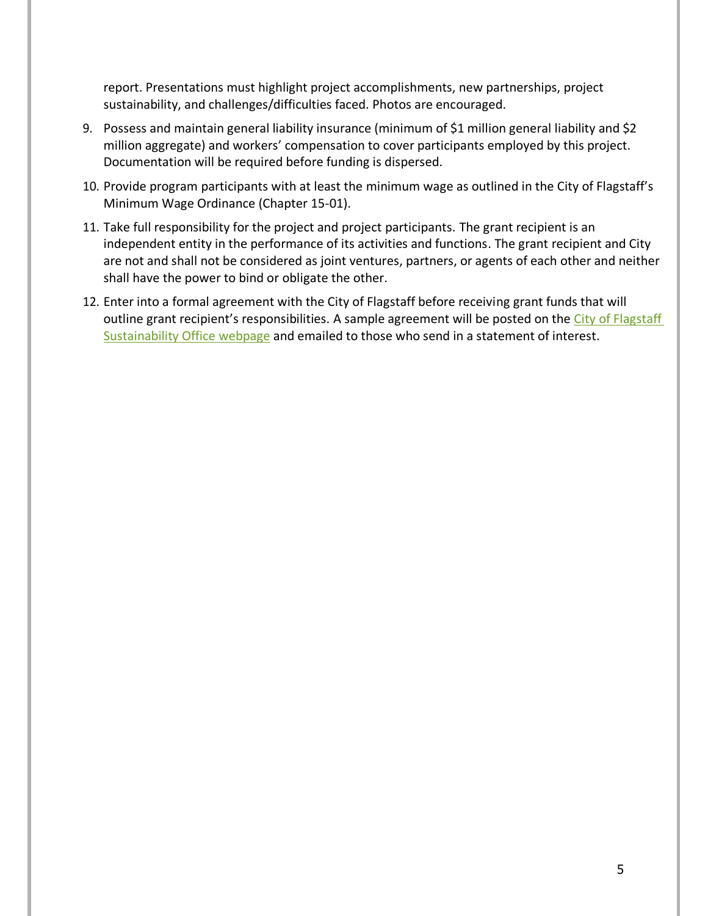report. Presentations must highlight project accomplishments, new partnerships, project sustainability, and challenges/difficulties faced. Photos are encouraged.

9. Possess and maintain general liability insurance (minimum of $1 million general liability and $2 million aggregate) and workers' compensation to cover participants employed by this project. Documentation will be required before funding is dispersed.
10. Provide program participants with at least the minimum wage as outlined in the City of Flagstaff's Minimum Wage Ordinance (Chapter 15-01).
11. Take full responsibility for the project and project participants. The grant recipient is an independent entity in the performance of its activities and functions. The grant recipient and City are not and shall not be considered as joint ventures, partners, or agents of each other and neither shall have the power to bind or obligate the other.
12. Enter into a formal agreement with the City of Flagstaff before receiving grant funds that will outline grant recipient's responsibilities. A sample agreement will be posted on the City of Flagstaff Sustainability Office webpage and emailed to those who send in a statement of interest.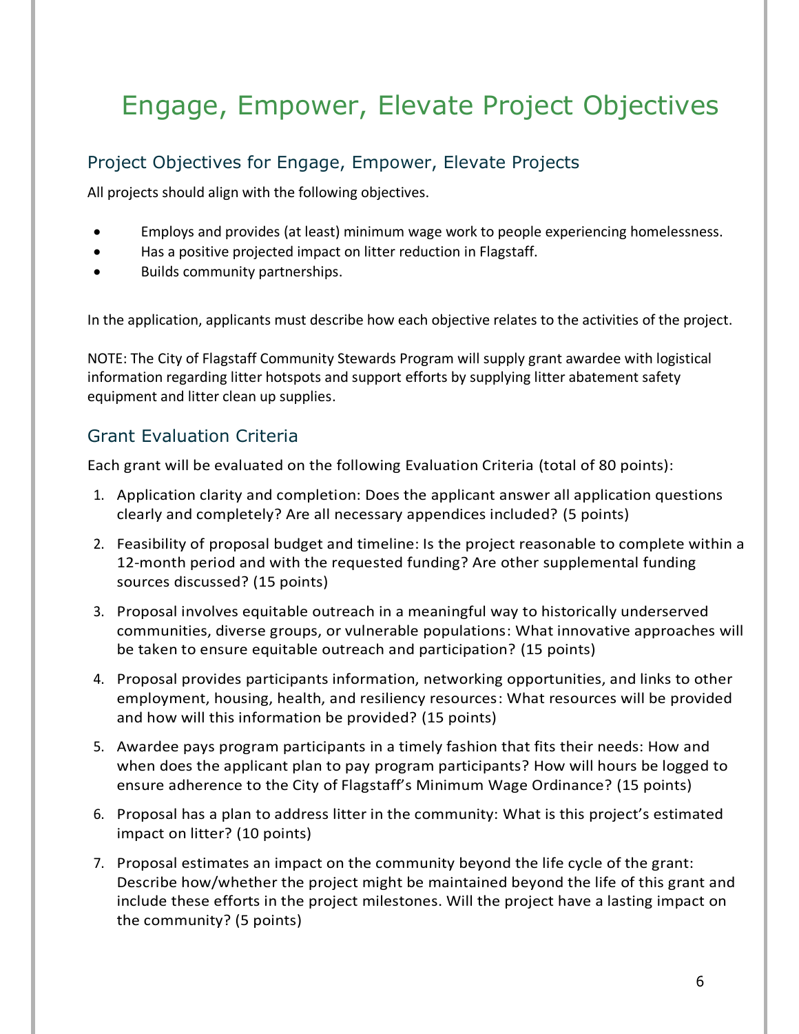# Engage, Empower, Elevate Project Objectives

## Project Objectives for Engage, Empower, Elevate Projects

All projects should align with the following objectives.

- Employs and provides (at least) minimum wage work to people experiencing homelessness.
- Has a positive projected impact on litter reduction in Flagstaff.
- Builds community partnerships.

In the application, applicants must describe how each objective relates to the activities of the project.

NOTE: The City of Flagstaff Community Stewards Program will supply grant awardee with logistical information regarding litter hotspots and support efforts by supplying litter abatement safety equipment and litter clean up supplies.

## Grant Evaluation Criteria

Each grant will be evaluated on the following Evaluation Criteria (total of 80 points):

1. Application clarity and completion: Does the applicant answer all application questions clearly and completely? Are all necessary appendices included? (5 points)
2. Feasibility of proposal budget and timeline: Is the project reasonable to complete within a 12-month period and with the requested funding? Are other supplemental funding sources discussed? (15 points)
3. Proposal involves equitable outreach in a meaningful way to historically underserved communities, diverse groups, or vulnerable populations: What innovative approaches will be taken to ensure equitable outreach and participation? (15 points)
4. Proposal provides participants information, networking opportunities, and links to other employment, housing, health, and resiliency resources: What resources will be provided and how will this information be provided? (15 points)
5. Awardee pays program participants in a timely fashion that fits their needs: How and when does the applicant plan to pay program participants? How will hours be logged to ensure adherence to the City of Flagstaff's Minimum Wage Ordinance? (15 points)
6. Proposal has a plan to address litter in the community: What is this project's estimated impact on litter? (10 points)
7. Proposal estimates an impact on the community beyond the life cycle of the grant: Describe how/whether the project might be maintained beyond the life of this grant and include these efforts in the project milestones. Will the project have a lasting impact on the community? (5 points)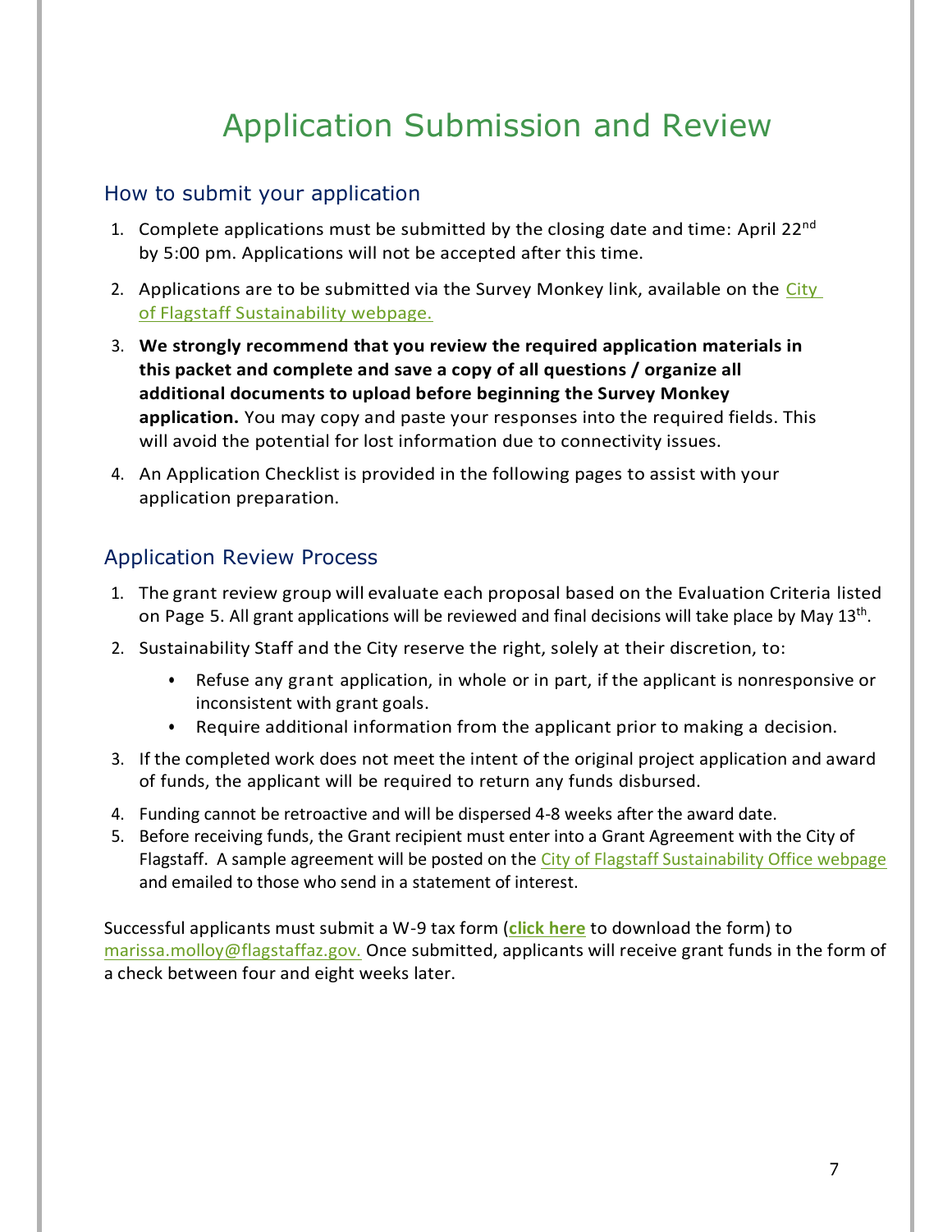# Application Submission and Review

## How to submit your application

1. Complete applications must be submitted by the closing date and time: April 22nd by 5:00 pm. Applications will not be accepted after this time.
2. Applications are to be submitted via the Survey Monkey link, available on the City of Flagstaff Sustainability webpage.
3. **We strongly recommend that you review the required application materials in this packet and complete and save a copy of all questions / organize all additional documents to upload before beginning the Survey Monkey application.** You may copy and paste your responses into the required fields. This will avoid the potential for lost information due to connectivity issues.
4. An Application Checklist is provided in the following pages to assist with your application preparation.

## Application Review Process

1. The grant review group will evaluate each proposal based on the Evaluation Criteria listed on Page 5. All grant applications will be reviewed and final decisions will take place by May 13th.
2. Sustainability Staff and the City reserve the right, solely at their discretion, to:
   - Refuse any grant application, in whole or in part, if the applicant is nonresponsive or inconsistent with grant goals.
   - Require additional information from the applicant prior to making a decision.
3. If the completed work does not meet the intent of the original project application and award of funds, the applicant will be required to return any funds disbursed.
4. Funding cannot be retroactive and will be dispersed 4-8 weeks after the award date.
5. Before receiving funds, the Grant recipient must enter into a Grant Agreement with the City of Flagstaff. A sample agreement will be posted on the City of Flagstaff Sustainability Office webpage and emailed to those who send in a statement of interest.

Successful applicants must submit a W-9 tax form (**click here** to download the form) to marissa.molloy@flagstaffaz.gov. Once submitted, applicants will receive grant funds in the form of a check between four and eight weeks later.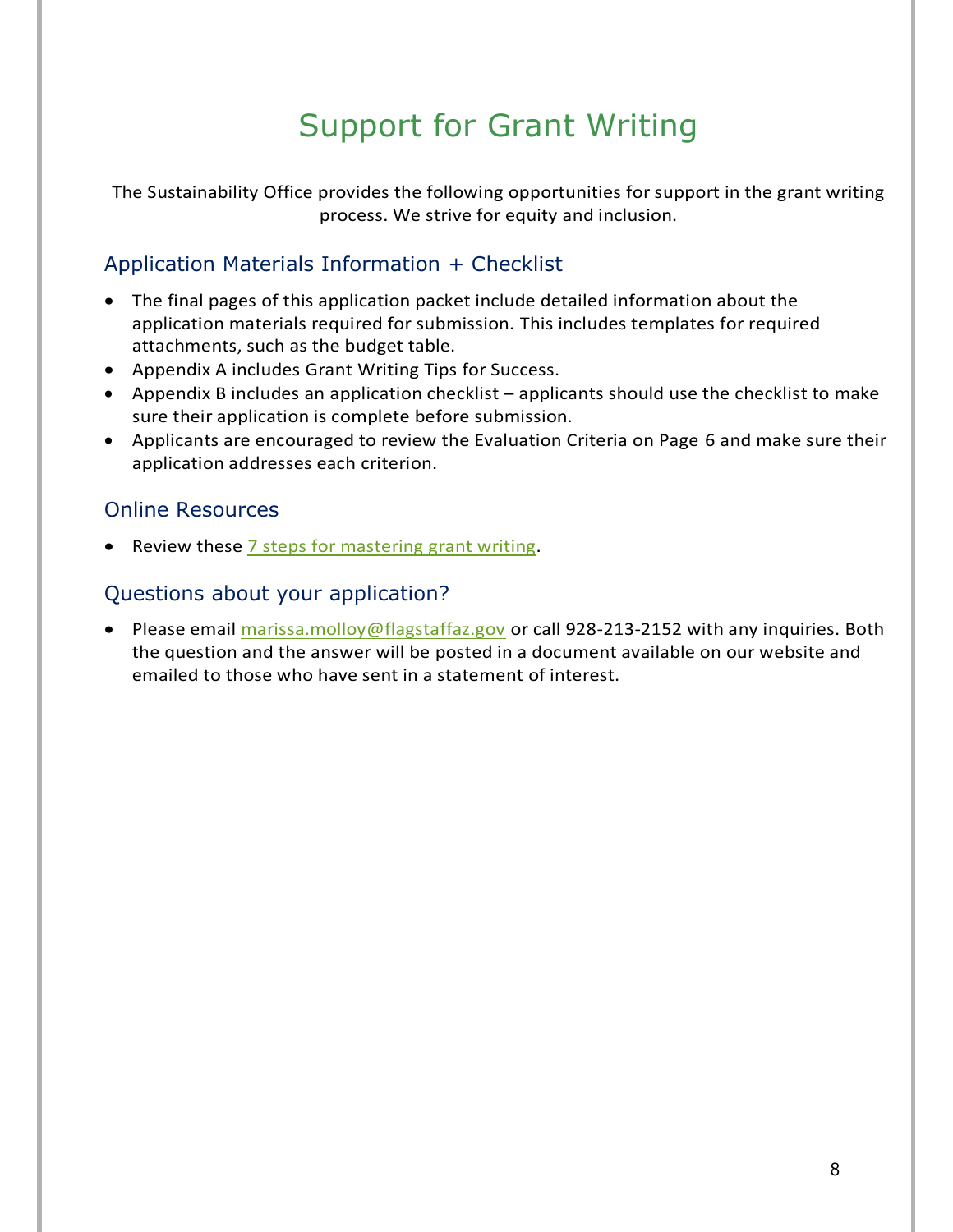# Support for Grant Writing

The Sustainability Office provides the following opportunities for support in the grant writing process. We strive for equity and inclusion.

## Application Materials Information + Checklist

- The final pages of this application packet include detailed information about the application materials required for submission. This includes templates for required attachments, such as the budget table.
- Appendix A includes Grant Writing Tips for Success.
- Appendix B includes an application checklist – applicants should use the checklist to make sure their application is complete before submission.
- Applicants are encouraged to review the Evaluation Criteria on Page 6 and make sure their application addresses each criterion.

## Online Resources

- Review these 7 steps for mastering grant writing.

## Questions about your application?

- Please email marissa.molloy@flagstaffaz.gov or call 928-213-2152 with any inquiries. Both the question and the answer will be posted in a document available on our website and emailed to those who have sent in a statement of interest.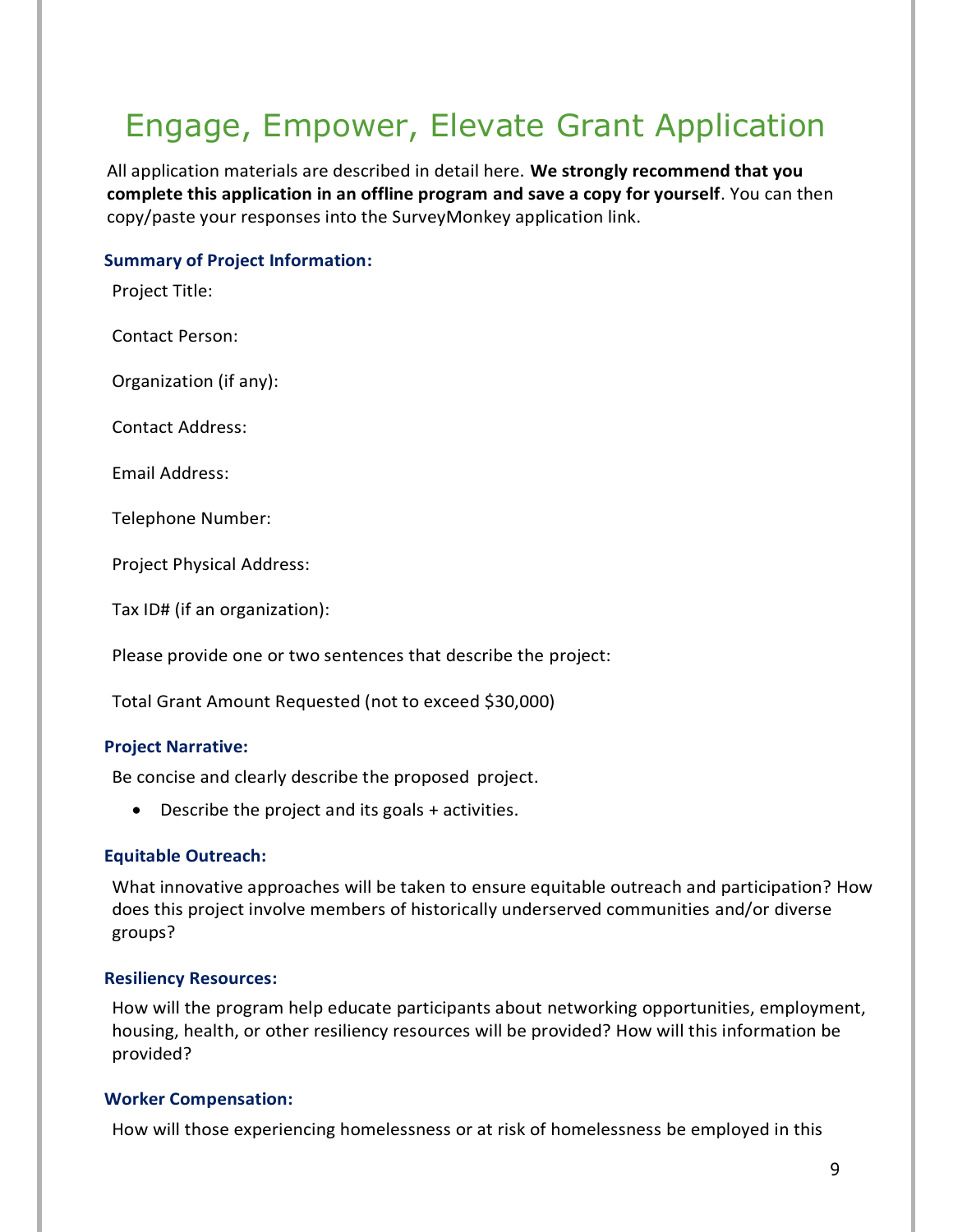# Engage, Empower, Elevate Grant Application

All application materials are described in detail here. **We strongly recommend that you complete this application in an offline program and save a copy for yourself**. You can then copy/paste your responses into the SurveyMonkey application link.

### Summary of Project Information:

Project Title:

Contact Person:

Organization (if any):

Contact Address:

Email Address:

Telephone Number:

Project Physical Address:

Tax ID# (if an organization):

Please provide one or two sentences that describe the project:

Total Grant Amount Requested (not to exceed $30,000)

### Project Narrative:

Be concise and clearly describe the proposed project.

- Describe the project and its goals + activities.

### Equitable Outreach:

What innovative approaches will be taken to ensure equitable outreach and participation? How does this project involve members of historically underserved communities and/or diverse groups?

### Resiliency Resources:

How will the program help educate participants about networking opportunities, employment, housing, health, or other resiliency resources will be provided? How will this information be provided?

### Worker Compensation:

How will those experiencing homelessness or at risk of homelessness be employed in this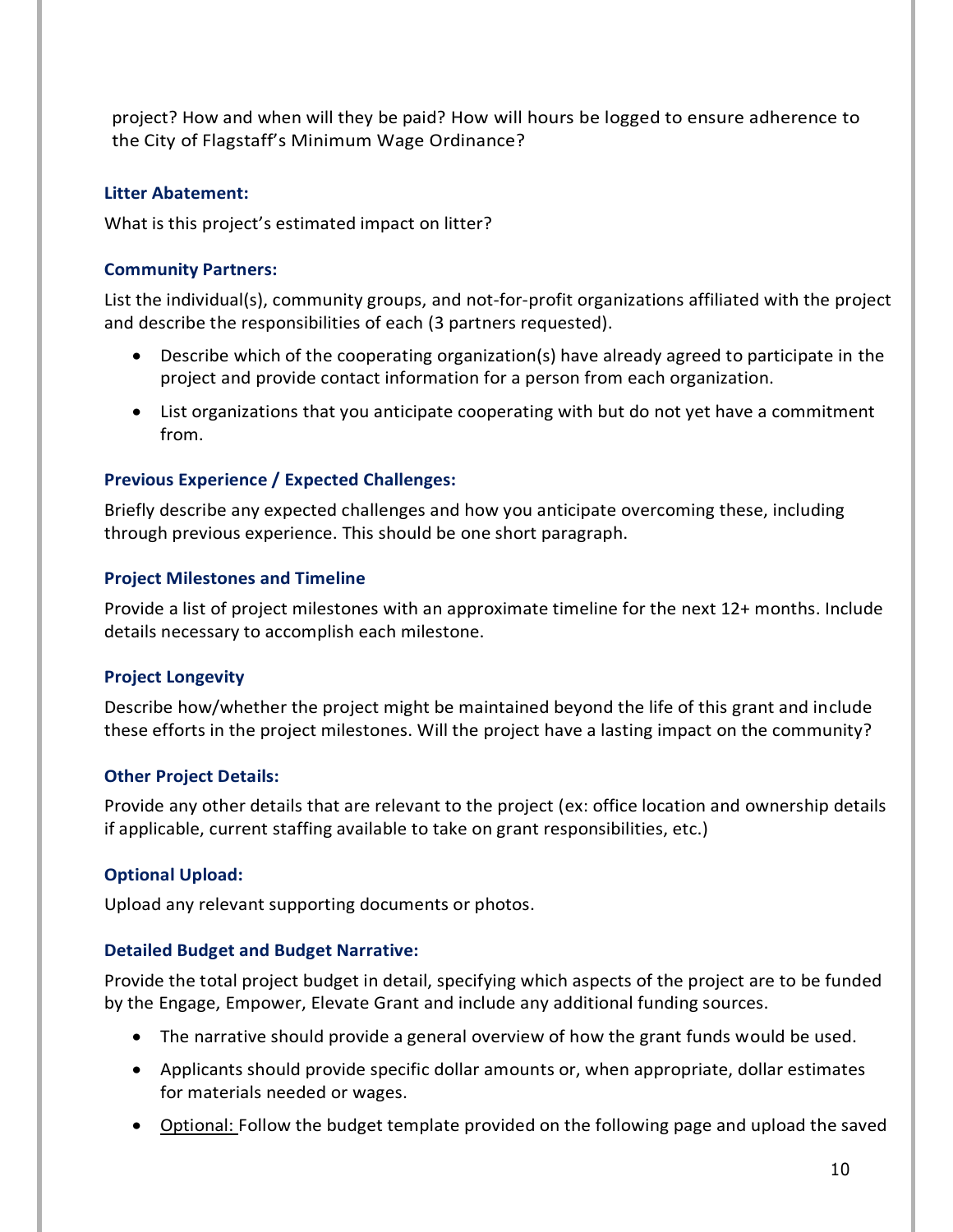project? How and when will they be paid? How will hours be logged to ensure adherence to the City of Flagstaff's Minimum Wage Ordinance?

### Litter Abatement:

What is this project's estimated impact on litter?

### Community Partners:

List the individual(s), community groups, and not-for-profit organizations affiliated with the project and describe the responsibilities of each (3 partners requested).

- Describe which of the cooperating organization(s) have already agreed to participate in the project and provide contact information for a person from each organization.
- List organizations that you anticipate cooperating with but do not yet have a commitment from.

### Previous Experience / Expected Challenges:

Briefly describe any expected challenges and how you anticipate overcoming these, including through previous experience. This should be one short paragraph.

### Project Milestones and Timeline

Provide a list of project milestones with an approximate timeline for the next 12+ months. Include details necessary to accomplish each milestone.

### Project Longevity

Describe how/whether the project might be maintained beyond the life of this grant and include these efforts in the project milestones. Will the project have a lasting impact on the community?

### Other Project Details:

Provide any other details that are relevant to the project (ex: office location and ownership details if applicable, current staffing available to take on grant responsibilities, etc.)

### Optional Upload:

Upload any relevant supporting documents or photos.

### Detailed Budget and Budget Narrative:

Provide the total project budget in detail, specifying which aspects of the project are to be funded by the Engage, Empower, Elevate Grant and include any additional funding sources.

- The narrative should provide a general overview of how the grant funds would be used.
- Applicants should provide specific dollar amounts or, when appropriate, dollar estimates for materials needed or wages.
- Optional: Follow the budget template provided on the following page and upload the saved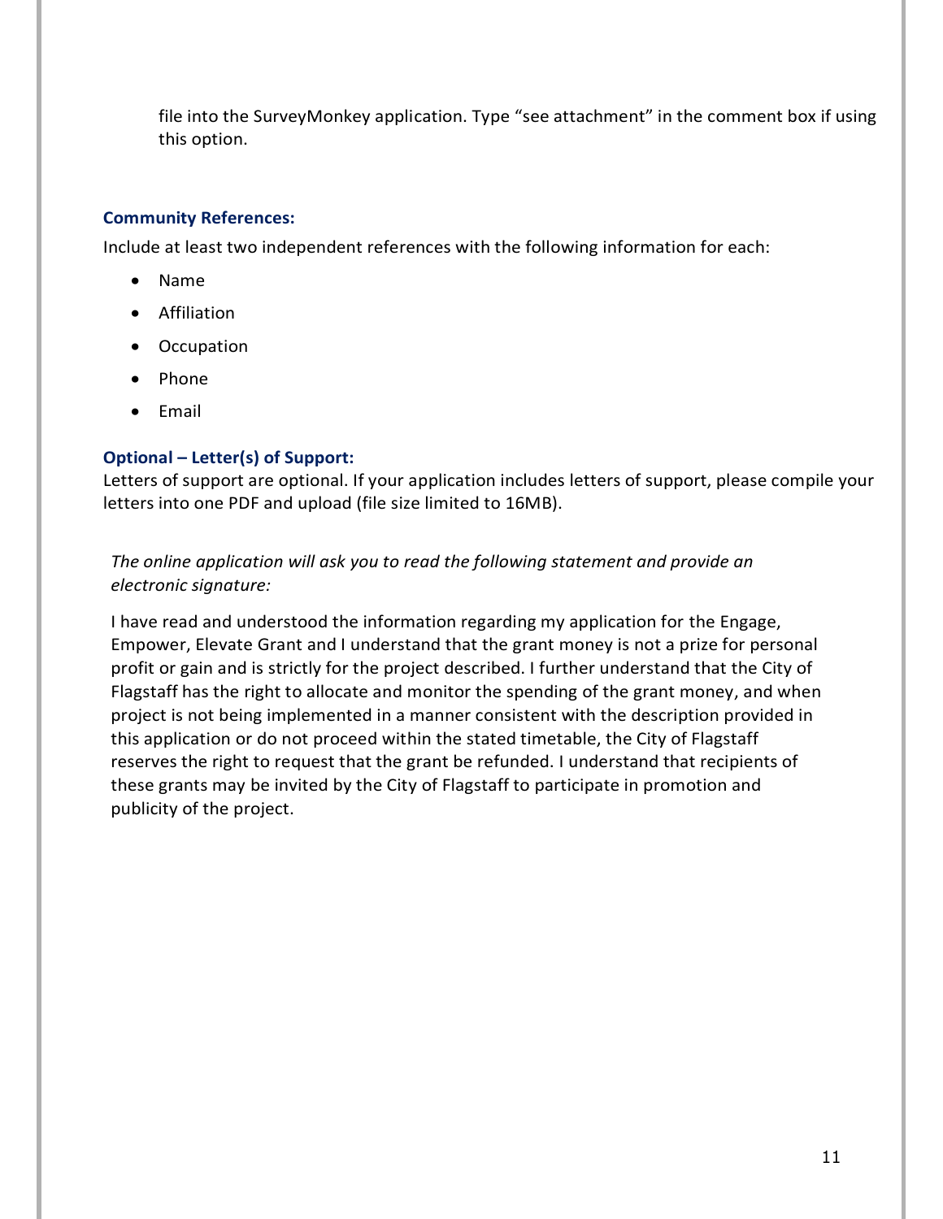file into the SurveyMonkey application. Type "see attachment" in the comment box if using this option.

### Community References:

Include at least two independent references with the following information for each:

- Name
- Affiliation
- Occupation
- Phone
- Email

### Optional – Letter(s) of Support:

Letters of support are optional. If your application includes letters of support, please compile your letters into one PDF and upload (file size limited to 16MB).

*The online application will ask you to read the following statement and provide an electronic signature:*

I have read and understood the information regarding my application for the Engage, Empower, Elevate Grant and I understand that the grant money is not a prize for personal profit or gain and is strictly for the project described. I further understand that the City of Flagstaff has the right to allocate and monitor the spending of the grant money, and when project is not being implemented in a manner consistent with the description provided in this application or do not proceed within the stated timetable, the City of Flagstaff reserves the right to request that the grant be refunded. I understand that recipients of these grants may be invited by the City of Flagstaff to participate in promotion and publicity of the project.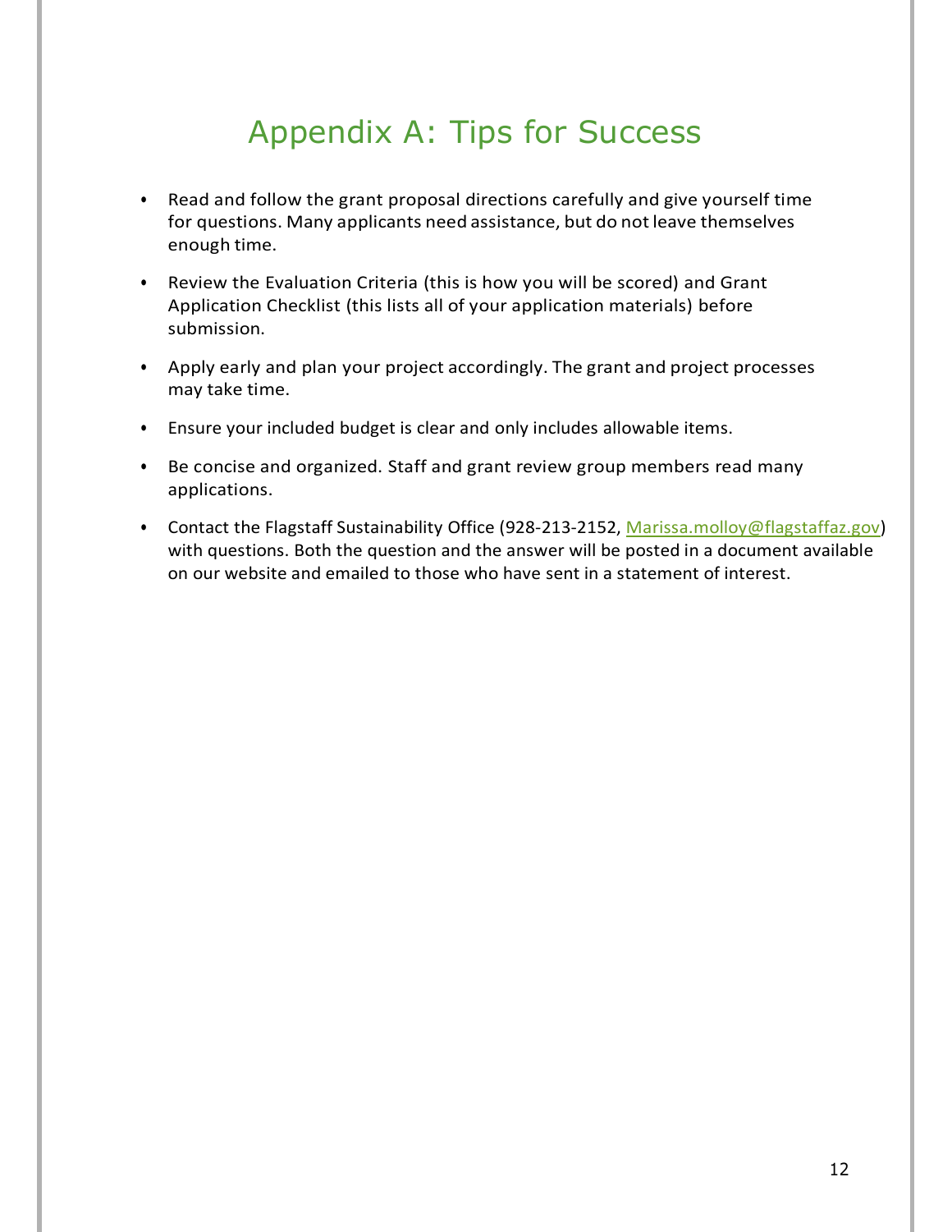# Appendix A: Tips for Success

- Read and follow the grant proposal directions carefully and give yourself time for questions. Many applicants need assistance, but do not leave themselves enough time.
- Review the Evaluation Criteria (this is how you will be scored) and Grant Application Checklist (this lists all of your application materials) before submission.
- Apply early and plan your project accordingly. The grant and project processes may take time.
- Ensure your included budget is clear and only includes allowable items.
- Be concise and organized. Staff and grant review group members read many applications.
- Contact the Flagstaff Sustainability Office (928-213-2152, Marissa.molloy@flagstaffaz.gov) with questions. Both the question and the answer will be posted in a document available on our website and emailed to those who have sent in a statement of interest.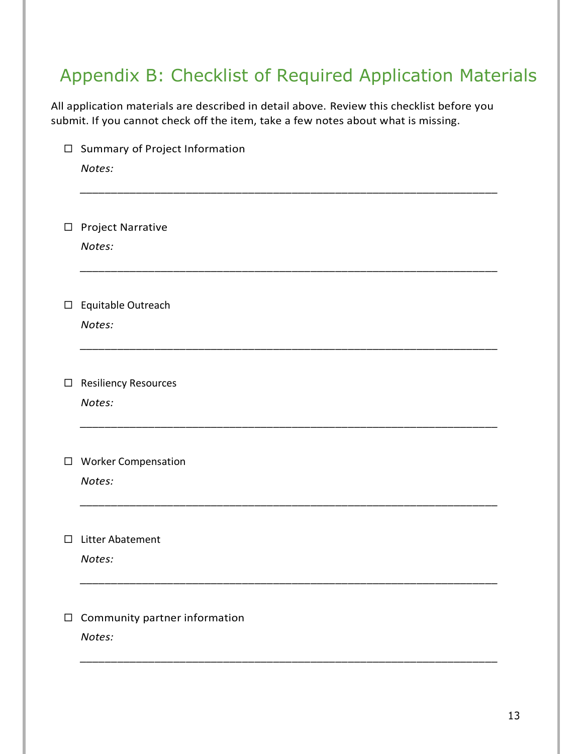# Appendix B: Checklist of Required Application Materials

All application materials are described in detail above. Review this checklist before you submit. If you cannot check off the item, take a few notes about what is missing.

- ☐ Summary of Project Information

  *Notes:*

  ____________________________________________________________

- ☐ Project Narrative

  *Notes:*

  ____________________________________________________________

- ☐ Equitable Outreach

  *Notes:*

  ____________________________________________________________

- ☐ Resiliency Resources

  *Notes:*

  ____________________________________________________________

- ☐ Worker Compensation

  *Notes:*

  ____________________________________________________________

- ☐ Litter Abatement

  *Notes:*

  ____________________________________________________________

- ☐ Community partner information

  *Notes:*

  ____________________________________________________________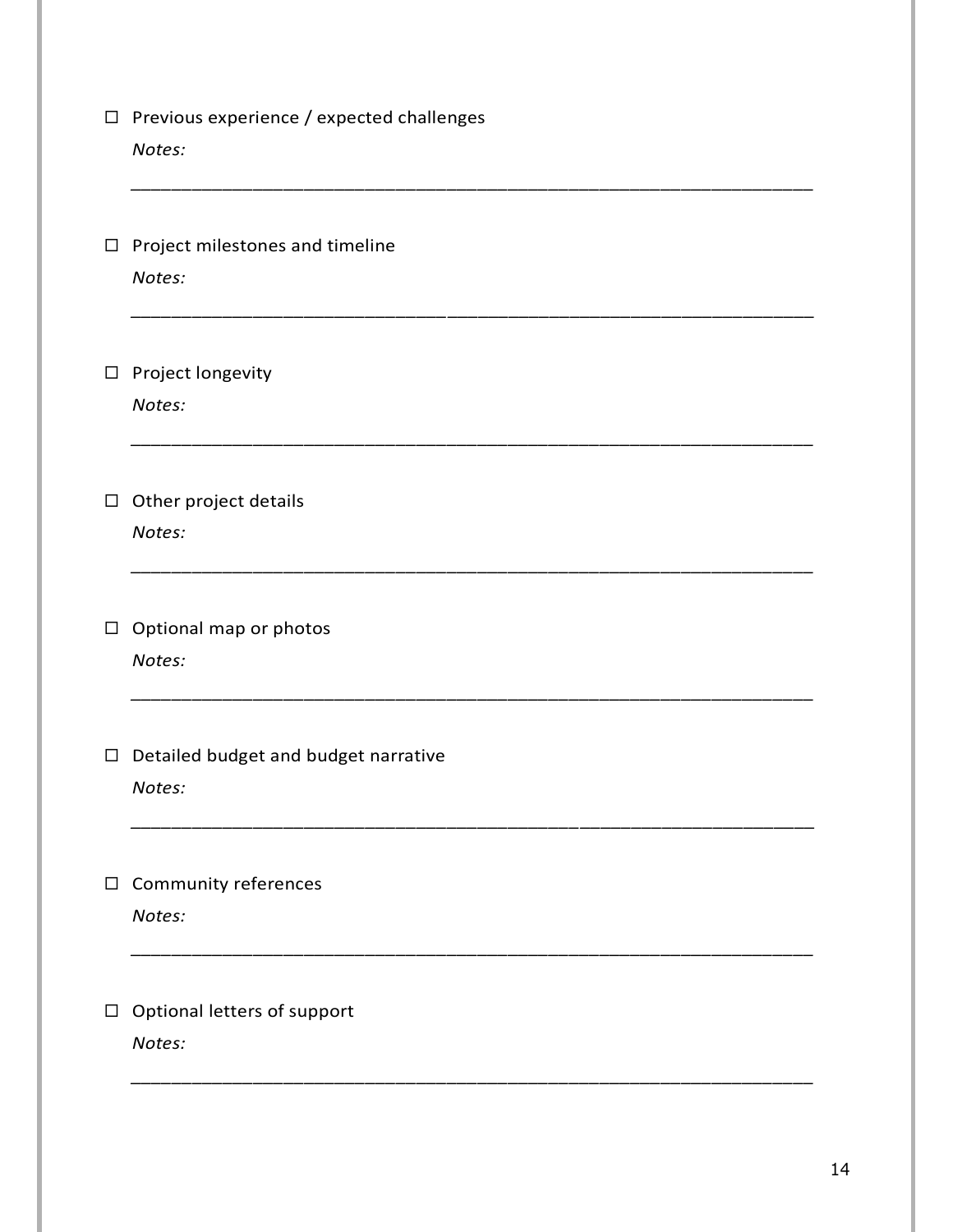- ☐ Previous experience / expected challenges

  *Notes:*

  ______________________________________________________________

- ☐ Project milestones and timeline

  *Notes:*

  ______________________________________________________________

- ☐ Project longevity

  *Notes:*

  ______________________________________________________________

- ☐ Other project details

  *Notes:*

  ______________________________________________________________

- ☐ Optional map or photos

  *Notes:*

  ______________________________________________________________

- ☐ Detailed budget and budget narrative

  *Notes:*

  ______________________________________________________________

- ☐ Community references

  *Notes:*

  ______________________________________________________________

- ☐ Optional letters of support

  *Notes:*

  ______________________________________________________________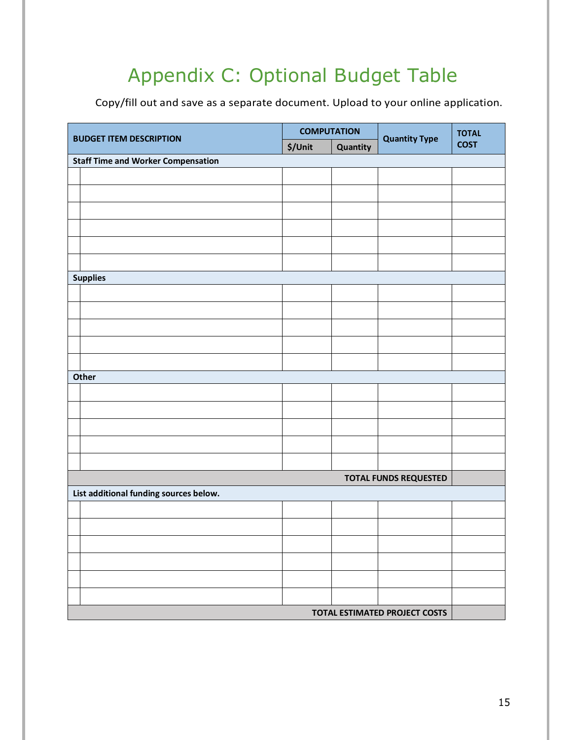# Appendix C: Optional Budget Table

Copy/fill out and save as a separate document. Upload to your online application.

| | BUDGET ITEM DESCRIPTION | COMPUTATION | | Quantity Type | TOTAL COST |
|---|---|---|---|---|---|
| | | $/Unit | Quantity | | |
| **Staff Time and Worker Compensation** | | | | | |
| | | | | | |
| | | | | | |
| | | | | | |
| | | | | | |
| | | | | | |
| | | | | | |
| **Supplies** | | | | | |
| | | | | | |
| | | | | | |
| | | | | | |
| | | | | | |
| | | | | | |
| **Other** | | | | | |
| | | | | | |
| | | | | | |
| | | | | | |
| | | | | | |
| | | | | | |
| | | | | **TOTAL FUNDS REQUESTED** | |
| **List additional funding sources below.** | | | | | |
| | | | | | |
| | | | | | |
| | | | | | |
| | | | | | |
| | | | | | |
| | | | | | |
| | | | | **TOTAL ESTIMATED PROJECT COSTS** | |